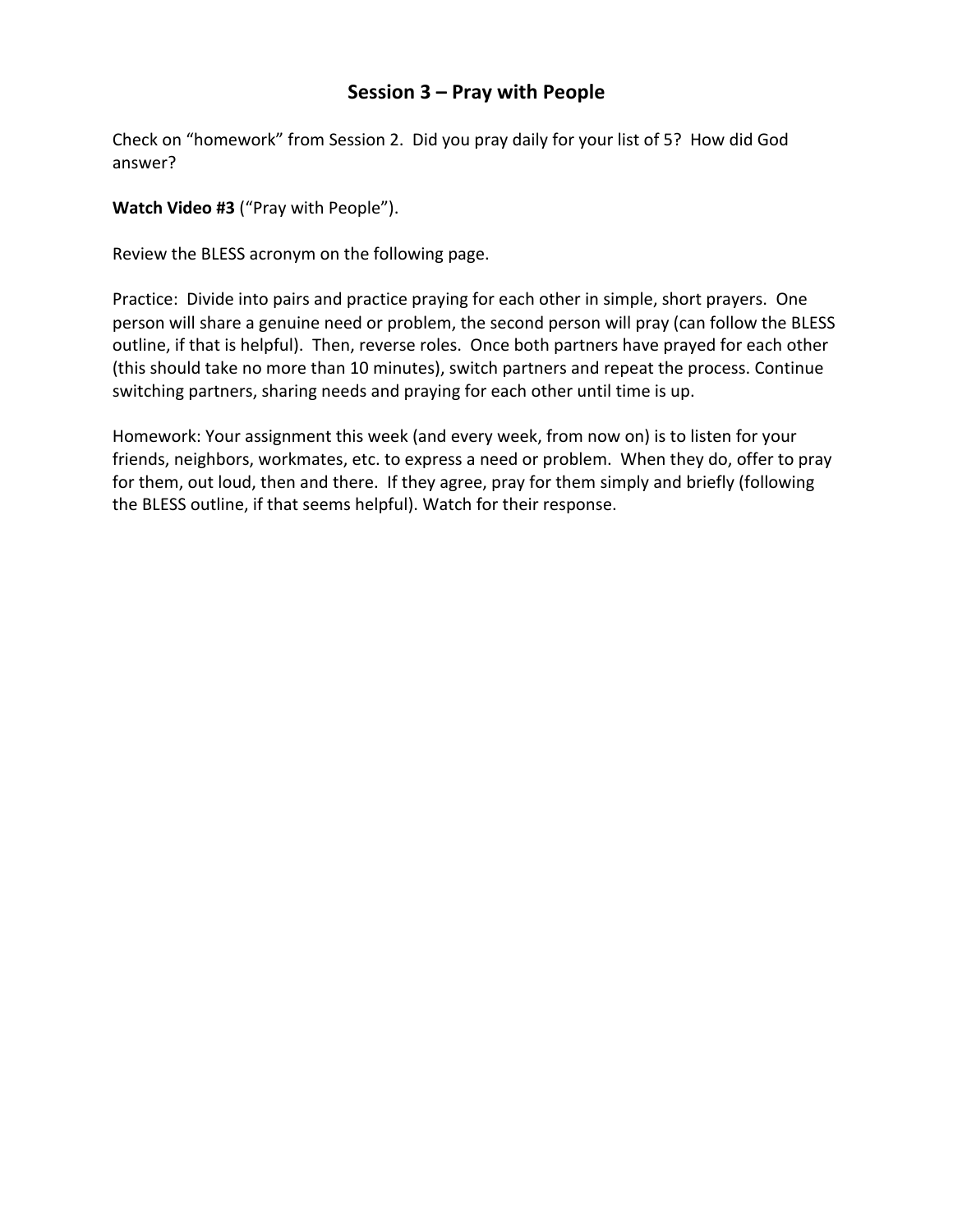# Session 3 – Pray with People

Check on "homework" from Session 2. Did you pray daily for your list of 5? How did God answer?

**Watch Video #3** ("Pray with People").

Review the BLESS acronym on the following page.

Practice: Divide into pairs and practice praying for each other in simple, short prayers. One person will share a genuine need or problem, the second person will pray (can follow the BLESS outline, if that is helpful). Then, reverse roles. Once both partners have prayed for each other (this should take no more than 10 minutes), switch partners and repeat the process. Continue switching partners, sharing needs and praying for each other until time is up.

Homework: Your assignment this week (and every week, from now on) is to listen for your friends, neighbors, workmates, etc. to express a need or problem. When they do, offer to pray for them, out loud, then and there. If they agree, pray for them simply and briefly (following the BLESS outline, if that seems helpful). Watch for their response.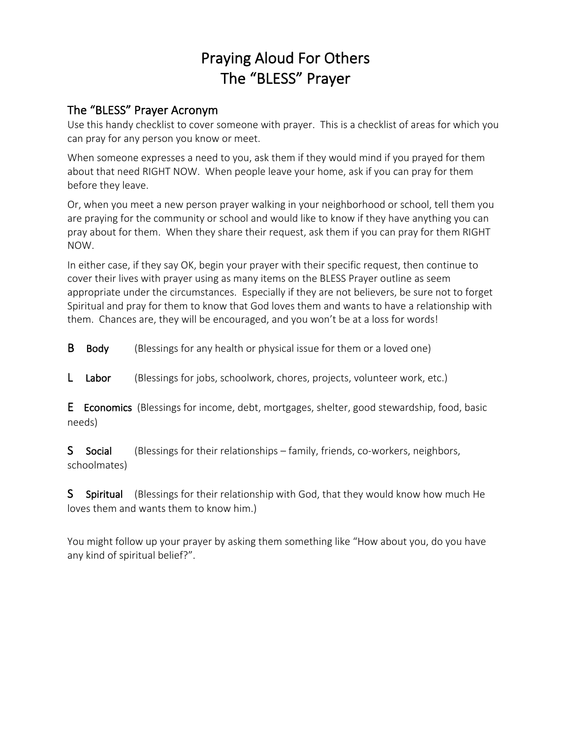# Praying Aloud For Others
# The "BLESS" Prayer

## The "BLESS" Prayer Acronym

Use this handy checklist to cover someone with prayer. This is a checklist of areas for which you can pray for any person you know or meet.

When someone expresses a need to you, ask them if they would mind if you prayed for them about that need RIGHT NOW. When people leave your home, ask if you can pray for them before they leave.

Or, when you meet a new person prayer walking in your neighborhood or school, tell them you are praying for the community or school and would like to know if they have anything you can pray about for them. When they share their request, ask them if you can pray for them RIGHT NOW.

In either case, if they say OK, begin your prayer with their specific request, then continue to cover their lives with prayer using as many items on the BLESS Prayer outline as seem appropriate under the circumstances. Especially if they are not believers, be sure not to forget Spiritual and pray for them to know that God loves them and wants to have a relationship with them. Chances are, they will be encouraged, and you won't be at a loss for words!

**B** **Body** (Blessings for any health or physical issue for them or a loved one)

**L** **Labor** (Blessings for jobs, schoolwork, chores, projects, volunteer work, etc.)

**E** **Economics** (Blessings for income, debt, mortgages, shelter, good stewardship, food, basic needs)

**S** **Social** (Blessings for their relationships – family, friends, co-workers, neighbors, schoolmates)

**S** **Spiritual** (Blessings for their relationship with God, that they would know how much He loves them and wants them to know him.)

You might follow up your prayer by asking them something like "How about you, do you have any kind of spiritual belief?".